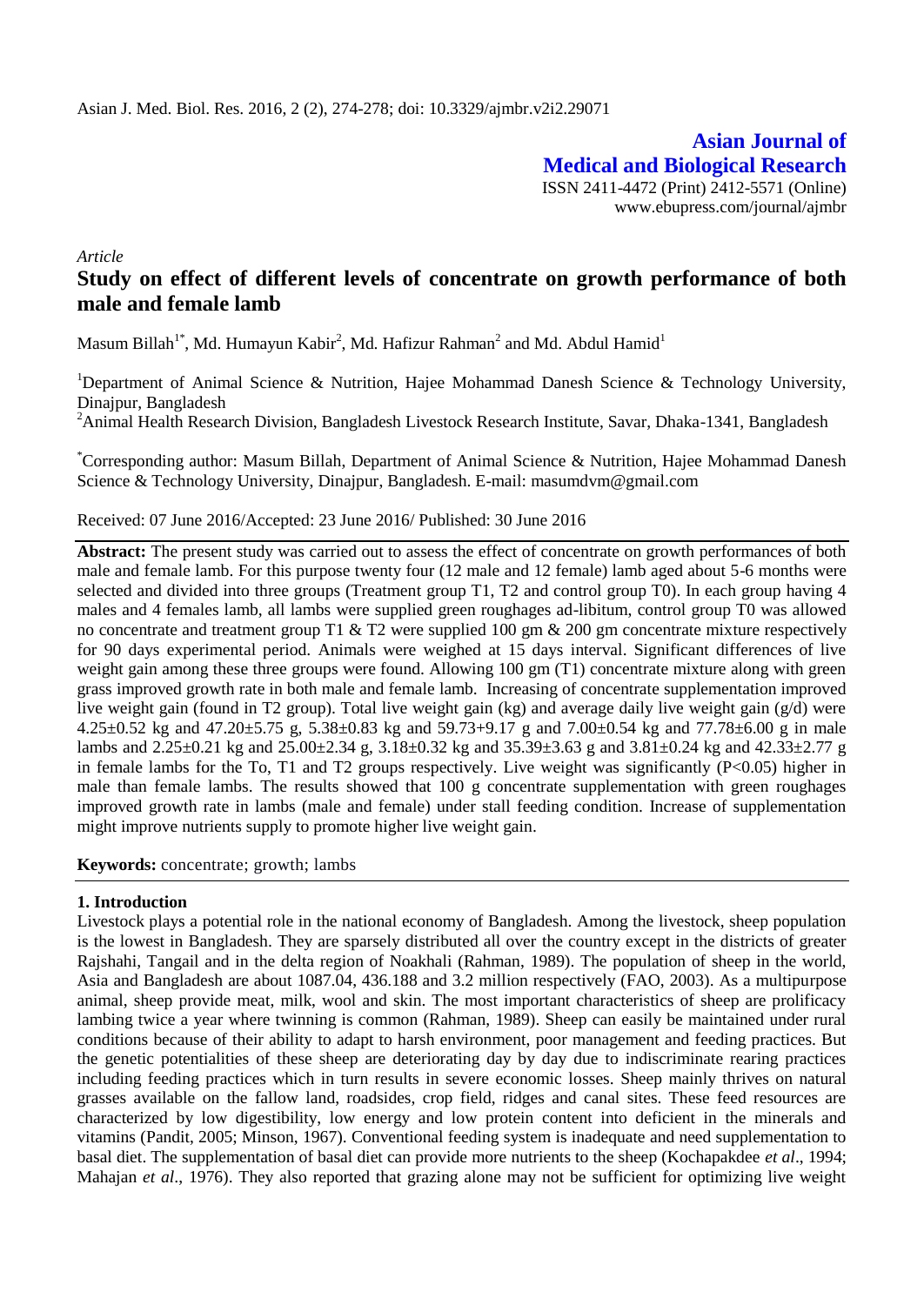Asian J. Med. Biol. Res. 2016, 2 (2), 274-278; doi: 10.3329/ajmbr.v2i2.29071

**Asian Journal of Medical and Biological Research**

ISSN 2411-4472 (Print) 2412-5571 (Online)
www.ebupress.com/journal/ajmbr

*Article*

# Study on effect of different levels of concentrate on growth performance of both male and female lamb

Masum Billah[1*], Md. Humayun Kabir[2], Md. Hafizur Rahman[2] and Md. Abdul Hamid[1]

[1]Department of Animal Science & Nutrition, Hajee Mohammad Danesh Science & Technology University, Dinajpur, Bangladesh

[2]Animal Health Research Division, Bangladesh Livestock Research Institute, Savar, Dhaka-1341, Bangladesh

[*]Corresponding author: Masum Billah, Department of Animal Science & Nutrition, Hajee Mohammad Danesh Science & Technology University, Dinajpur, Bangladesh. E-mail: masumdvm@gmail.com

Received: 07 June 2016/Accepted: 23 June 2016/ Published: 30 June 2016

**Abstract:** The present study was carried out to assess the effect of concentrate on growth performances of both male and female lamb. For this purpose twenty four (12 male and 12 female) lamb aged about 5-6 months were selected and divided into three groups (Treatment group T1, T2 and control group T0). In each group having 4 males and 4 females lamb, all lambs were supplied green roughages ad-libitum, control group T0 was allowed no concentrate and treatment group T1 & T2 were supplied 100 gm & 200 gm concentrate mixture respectively for 90 days experimental period. Animals were weighed at 15 days interval. Significant differences of live weight gain among these three groups were found. Allowing 100 gm (T1) concentrate mixture along with green grass improved growth rate in both male and female lamb. Increasing of concentrate supplementation improved live weight gain (found in T2 group). Total live weight gain (kg) and average daily live weight gain (g/d) were 4.25±0.52 kg and 47.20±5.75 g, 5.38±0.83 kg and 59.73+9.17 g and 7.00±0.54 kg and 77.78±6.00 g in male lambs and 2.25±0.21 kg and 25.00±2.34 g, 3.18±0.32 kg and 35.39±3.63 g and 3.81±0.24 kg and 42.33±2.77 g in female lambs for the To, T1 and T2 groups respectively. Live weight was significantly ($P<0.05$) higher in male than female lambs. The results showed that 100 g concentrate supplementation with green roughages improved growth rate in lambs (male and female) under stall feeding condition. Increase of supplementation might improve nutrients supply to promote higher live weight gain.

**Keywords:** concentrate; growth; lambs

## 1. Introduction

Livestock plays a potential role in the national economy of Bangladesh. Among the livestock, sheep population is the lowest in Bangladesh. They are sparsely distributed all over the country except in the districts of greater Rajshahi, Tangail and in the delta region of Noakhali (Rahman, 1989). The population of sheep in the world, Asia and Bangladesh are about 1087.04, 436.188 and 3.2 million respectively (FAO, 2003). As a multipurpose animal, sheep provide meat, milk, wool and skin. The most important characteristics of sheep are prolificacy lambing twice a year where twinning is common (Rahman, 1989). Sheep can easily be maintained under rural conditions because of their ability to adapt to harsh environment, poor management and feeding practices. But the genetic potentialities of these sheep are deteriorating day by day due to indiscriminate rearing practices including feeding practices which in turn results in severe economic losses. Sheep mainly thrives on natural grasses available on the fallow land, roadsides, crop field, ridges and canal sites. These feed resources are characterized by low digestibility, low energy and low protein content into deficient in the minerals and vitamins (Pandit, 2005; Minson, 1967). Conventional feeding system is inadequate and need supplementation to basal diet. The supplementation of basal diet can provide more nutrients to the sheep (Kochapakdee *et al*., 1994; Mahajan *et al*., 1976). They also reported that grazing alone may not be sufficient for optimizing live weight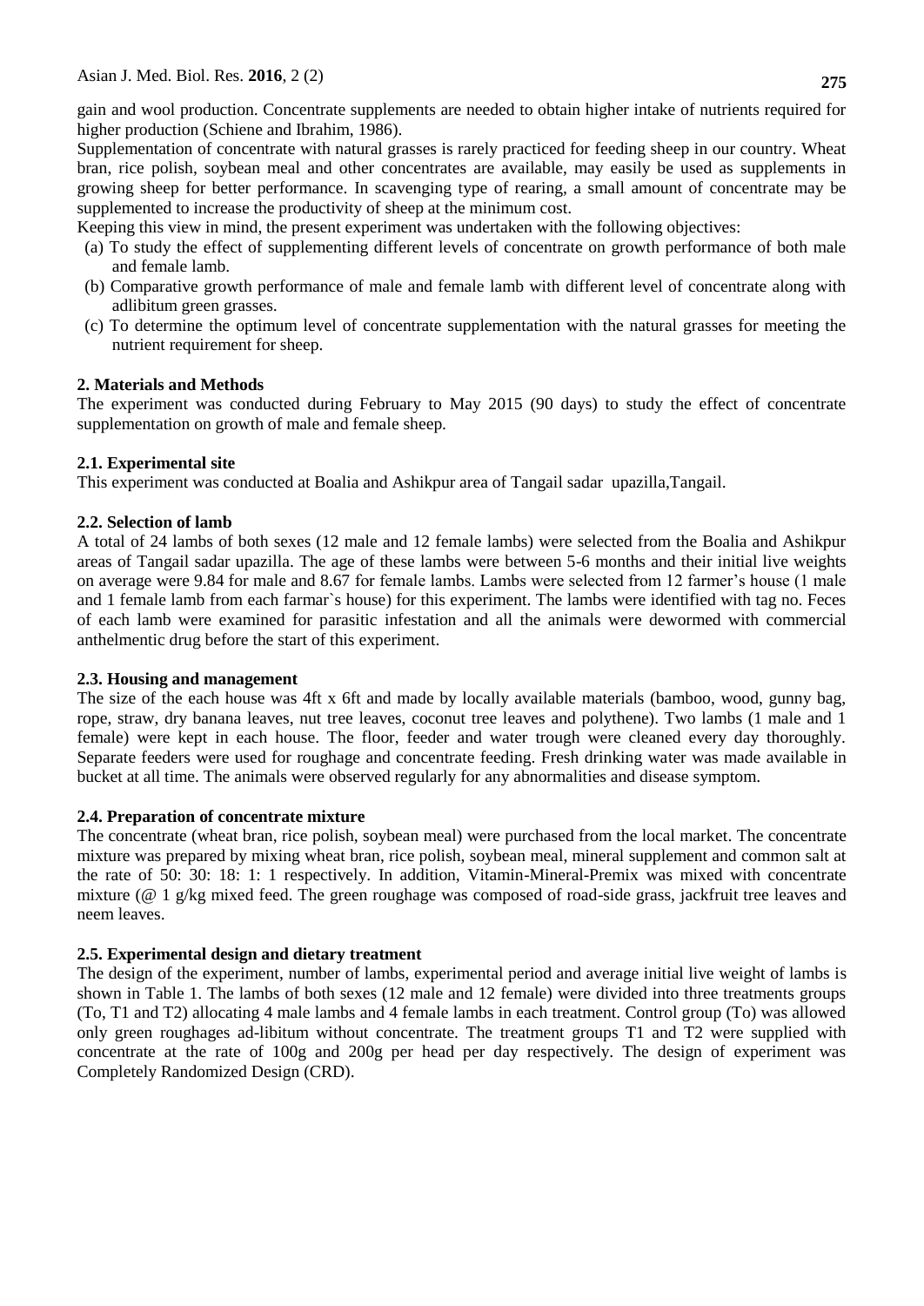gain and wool production. Concentrate supplements are needed to obtain higher intake of nutrients required for higher production (Schiene and Ibrahim, 1986).

Supplementation of concentrate with natural grasses is rarely practiced for feeding sheep in our country. Wheat bran, rice polish, soybean meal and other concentrates are available, may easily be used as supplements in growing sheep for better performance. In scavenging type of rearing, a small amount of concentrate may be supplemented to increase the productivity of sheep at the minimum cost.

Keeping this view in mind, the present experiment was undertaken with the following objectives:

(a) To study the effect of supplementing different levels of concentrate on growth performance of both male and female lamb.
(b) Comparative growth performance of male and female lamb with different level of concentrate along with adlibitum green grasses.
(c) To determine the optimum level of concentrate supplementation with the natural grasses for meeting the nutrient requirement for sheep.

## 2. Materials and Methods

The experiment was conducted during February to May 2015 (90 days) to study the effect of concentrate supplementation on growth of male and female sheep.

### 2.1. Experimental site

This experiment was conducted at Boalia and Ashikpur area of Tangail sadar upazilla,Tangail.

### 2.2. Selection of lamb

A total of 24 lambs of both sexes (12 male and 12 female lambs) were selected from the Boalia and Ashikpur areas of Tangail sadar upazilla. The age of these lambs were between 5-6 months and their initial live weights on average were 9.84 for male and 8.67 for female lambs. Lambs were selected from 12 farmer's house (1 male and 1 female lamb from each farmar`s house) for this experiment. The lambs were identified with tag no. Feces of each lamb were examined for parasitic infestation and all the animals were dewormed with commercial anthelmentic drug before the start of this experiment.

### 2.3. Housing and management

The size of the each house was 4ft x 6ft and made by locally available materials (bamboo, wood, gunny bag, rope, straw, dry banana leaves, nut tree leaves, coconut tree leaves and polythene). Two lambs (1 male and 1 female) were kept in each house. The floor, feeder and water trough were cleaned every day thoroughly. Separate feeders were used for roughage and concentrate feeding. Fresh drinking water was made available in bucket at all time. The animals were observed regularly for any abnormalities and disease symptom.

### 2.4. Preparation of concentrate mixture

The concentrate (wheat bran, rice polish, soybean meal) were purchased from the local market. The concentrate mixture was prepared by mixing wheat bran, rice polish, soybean meal, mineral supplement and common salt at the rate of 50: 30: 18: 1: 1 respectively. In addition, Vitamin-Mineral-Premix was mixed with concentrate mixture (@ 1 g/kg mixed feed. The green roughage was composed of road-side grass, jackfruit tree leaves and neem leaves.

### 2.5. Experimental design and dietary treatment

The design of the experiment, number of lambs, experimental period and average initial live weight of lambs is shown in Table 1. The lambs of both sexes (12 male and 12 female) were divided into three treatments groups (To, T1 and T2) allocating 4 male lambs and 4 female lambs in each treatment. Control group (To) was allowed only green roughages ad-libitum without concentrate. The treatment groups T1 and T2 were supplied with concentrate at the rate of 100g and 200g per head per day respectively. The design of experiment was Completely Randomized Design (CRD).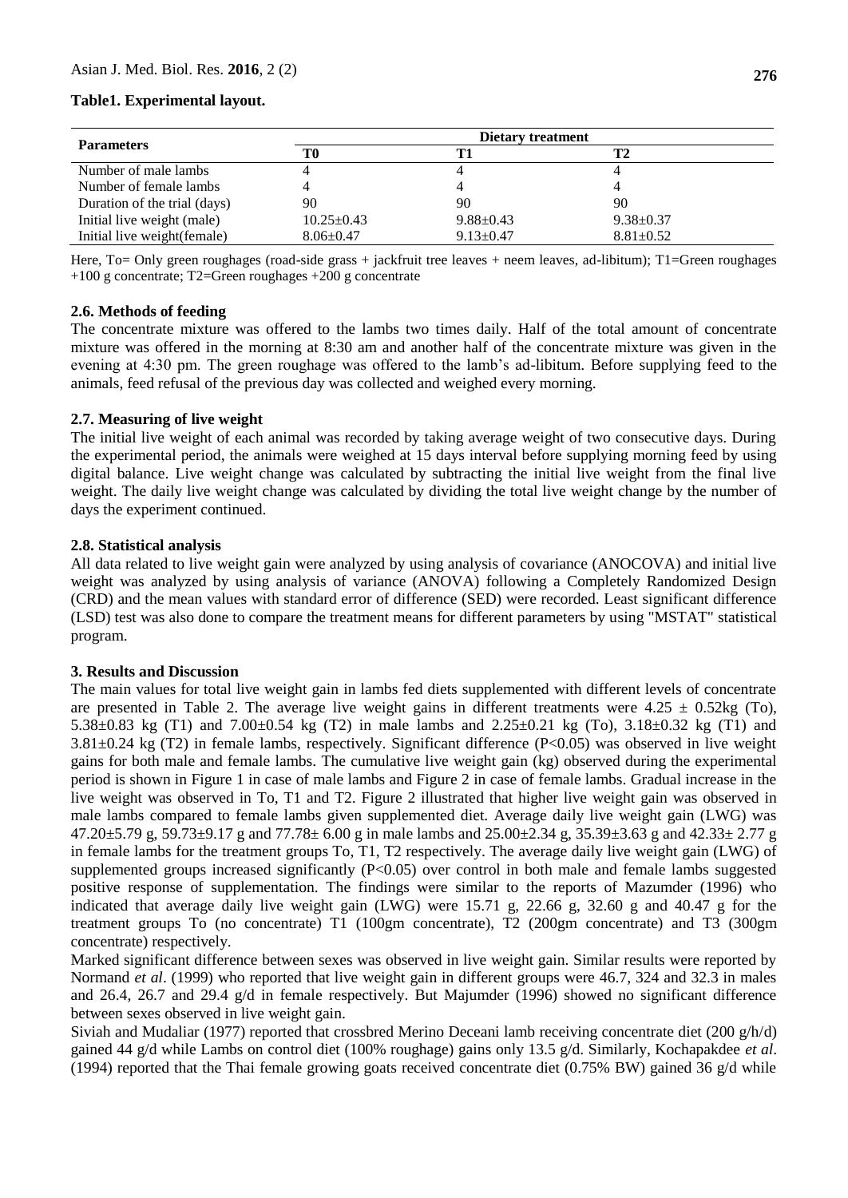**Table1. Experimental layout.**

| Parameters | Dietary treatment | | |
|---|---|---|---|
| | T0 | T1 | T2 |
| Number of male lambs | 4 | 4 | 4 |
| Number of female lambs | 4 | 4 | 4 |
| Duration of the trial (days) | 90 | 90 | 90 |
| Initial live weight (male) | 10.25±0.43 | 9.88±0.43 | 9.38±0.37 |
| Initial live weight(female) | 8.06±0.47 | 9.13±0.47 | 8.81±0.52 |

Here, To= Only green roughages (road-side grass + jackfruit tree leaves + neem leaves, ad-libitum); T1=Green roughages +100 g concentrate; T2=Green roughages +200 g concentrate

### 2.6. Methods of feeding

The concentrate mixture was offered to the lambs two times daily. Half of the total amount of concentrate mixture was offered in the morning at 8:30 am and another half of the concentrate mixture was given in the evening at 4:30 pm. The green roughage was offered to the lamb's ad-libitum. Before supplying feed to the animals, feed refusal of the previous day was collected and weighed every morning.

### 2.7. Measuring of live weight

The initial live weight of each animal was recorded by taking average weight of two consecutive days. During the experimental period, the animals were weighed at 15 days interval before supplying morning feed by using digital balance. Live weight change was calculated by subtracting the initial live weight from the final live weight. The daily live weight change was calculated by dividing the total live weight change by the number of days the experiment continued.

### 2.8. Statistical analysis

All data related to live weight gain were analyzed by using analysis of covariance (ANOCOVA) and initial live weight was analyzed by using analysis of variance (ANOVA) following a Completely Randomized Design (CRD) and the mean values with standard error of difference (SED) were recorded. Least significant difference (LSD) test was also done to compare the treatment means for different parameters by using "MSTAT" statistical program.

## 3. Results and Discussion

The main values for total live weight gain in lambs fed diets supplemented with different levels of concentrate are presented in Table 2. The average live weight gains in different treatments were 4.25 ± 0.52kg (To), 5.38±0.83 kg (T1) and 7.00±0.54 kg (T2) in male lambs and 2.25±0.21 kg (To), 3.18±0.32 kg (T1) and 3.81±0.24 kg (T2) in female lambs, respectively. Significant difference ($P<0.05$) was observed in live weight gains for both male and female lambs. The cumulative live weight gain (kg) observed during the experimental period is shown in Figure 1 in case of male lambs and Figure 2 in case of female lambs. Gradual increase in the live weight was observed in To, T1 and T2. Figure 2 illustrated that higher live weight gain was observed in male lambs compared to female lambs given supplemented diet. Average daily live weight gain (LWG) was 47.20±5.79 g, 59.73±9.17 g and 77.78± 6.00 g in male lambs and 25.00±2.34 g, 35.39±3.63 g and 42.33± 2.77 g in female lambs for the treatment groups To, T1, T2 respectively. The average daily live weight gain (LWG) of supplemented groups increased significantly ($P<0.05$) over control in both male and female lambs suggested positive response of supplementation. The findings were similar to the reports of Mazumder (1996) who indicated that average daily live weight gain (LWG) were 15.71 g, 22.66 g, 32.60 g and 40.47 g for the treatment groups To (no concentrate) T1 (100gm concentrate), T2 (200gm concentrate) and T3 (300gm concentrate) respectively.

Marked significant difference between sexes was observed in live weight gain. Similar results were reported by Normand *et al*. (1999) who reported that live weight gain in different groups were 46.7, 324 and 32.3 in males and 26.4, 26.7 and 29.4 g/d in female respectively. But Majumder (1996) showed no significant difference between sexes observed in live weight gain.

Siviah and Mudaliar (1977) reported that crossbred Merino Deceani lamb receiving concentrate diet (200 g/h/d) gained 44 g/d while Lambs on control diet (100% roughage) gains only 13.5 g/d. Similarly, Kochapakdee *et al*. (1994) reported that the Thai female growing goats received concentrate diet (0.75% BW) gained 36 g/d while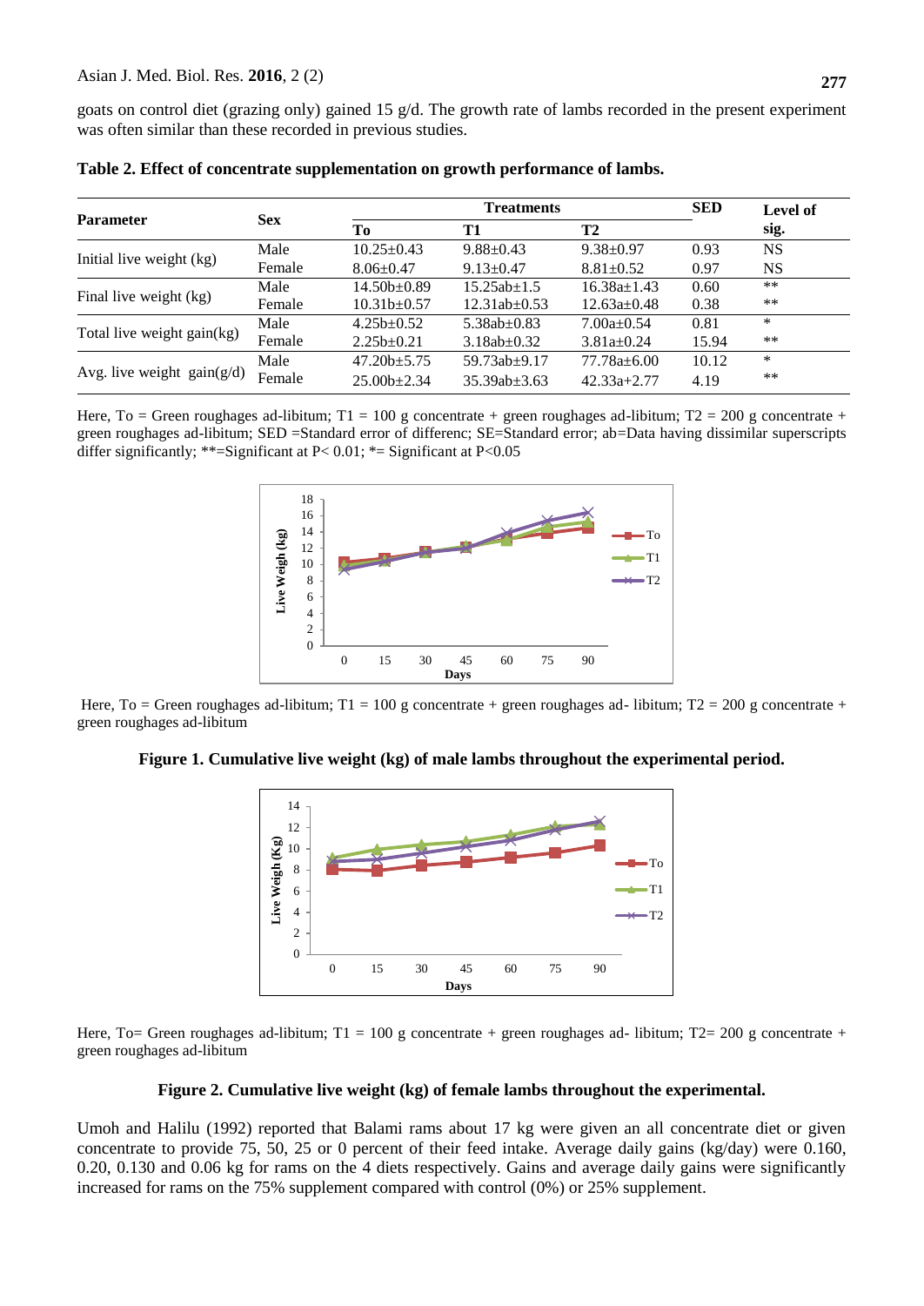goats on control diet (grazing only) gained 15 g/d. The growth rate of lambs recorded in the present experiment was often similar than these recorded in previous studies.

**Table 2. Effect of concentrate supplementation on growth performance of lambs.**

| Parameter | Sex | Treatments | | | SED | Level of sig. |
|---|---|---|---|---|---|---|
| | | To | T1 | T2 | | |
| Initial live weight (kg) | Male | 10.25±0.43 | 9.88±0.43 | 9.38±0.97 | 0.93 | NS |
| | Female | 8.06±0.47 | 9.13±0.47 | 8.81±0.52 | 0.97 | NS |
| Final live weight (kg) | Male | 14.50b±0.89 | 15.25ab±1.5 | 16.38a±1.43 | 0.60 | ** |
| | Female | 10.31b±0.57 | 12.31ab±0.53 | 12.63ab±0.48 | 0.38 | ** |
| Total live weight gain(kg) | Male | 4.25b±0.52 | 5.38ab±0.83 | 7.00a±0.54 | 0.81 | * |
| | Female | 2.25b±0.21 | 3.18ab±0.32 | 3.81a±0.24 | 15.94 | ** |
| Avg. live weight gain(g/d) | Male | 47.20b±5.75 | 59.73ab±9.17 | 77.78a±6.00 | 10.12 | * |
| | Female | 25.00b±2.34 | 35.39ab±3.63 | 42.33a+2.77 | 4.19 | ** |

Here, To = Green roughages ad-libitum; T1 = 100 g concentrate + green roughages ad-libitum; T2 = 200 g concentrate + green roughages ad-libitum; SED =Standard error of differenc; SE=Standard error; ab=Data having dissimilar superscripts differ significantly; **=Significant at P< 0.01; *= Significant at P<0.05

Here, To = Green roughages ad-libitum; T1 = 100 g concentrate + green roughages ad- libitum; T2 = 200 g concentrate + green roughages ad-libitum

**Figure 1. Cumulative live weight (kg) of male lambs throughout the experimental period.**

Here, To= Green roughages ad-libitum; T1 = 100 g concentrate + green roughages ad- libitum; T2= 200 g concentrate + green roughages ad-libitum

**Figure 2. Cumulative live weight (kg) of female lambs throughout the experimental.**

Umoh and Halilu (1992) reported that Balami rams about 17 kg were given an all concentrate diet or given concentrate to provide 75, 50, 25 or 0 percent of their feed intake. Average daily gains (kg/day) were 0.160, 0.20, 0.130 and 0.06 kg for rams on the 4 diets respectively. Gains and average daily gains were significantly increased for rams on the 75% supplement compared with control (0%) or 25% supplement.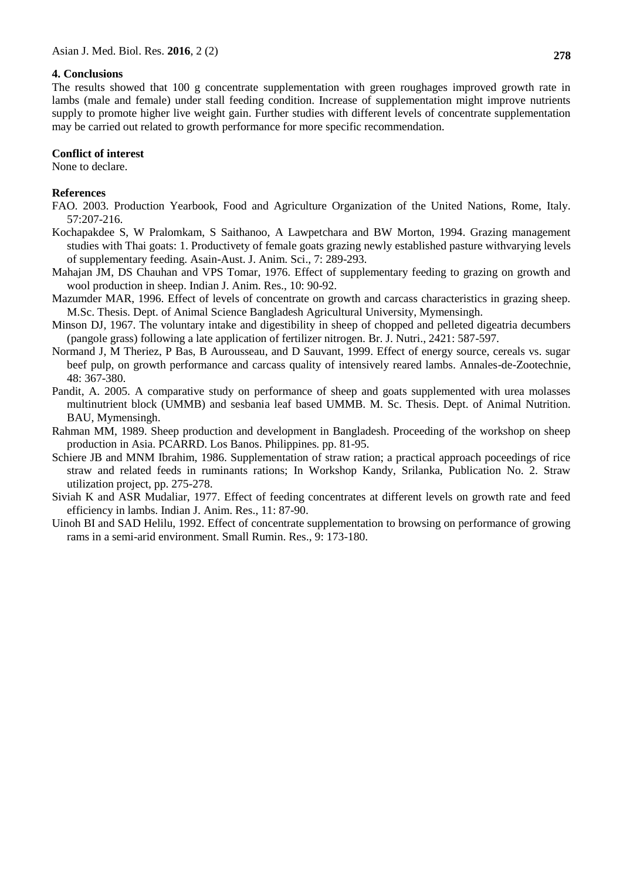## 4. Conclusions

The results showed that 100 g concentrate supplementation with green roughages improved growth rate in lambs (male and female) under stall feeding condition. Increase of supplementation might improve nutrients supply to promote higher live weight gain. Further studies with different levels of concentrate supplementation may be carried out related to growth performance for more specific recommendation.

## Conflict of interest

None to declare.

## References

FAO. 2003. Production Yearbook, Food and Agriculture Organization of the United Nations, Rome, Italy. 57:207-216.

Kochapakdee S, W Pralomkam, S Saithanoo, A Lawpetchara and BW Morton, 1994. Grazing management studies with Thai goats: 1. Productivety of female goats grazing newly established pasture withvarying levels of supplementary feeding. Asain-Aust. J. Anim. Sci., 7: 289-293.

Mahajan JM, DS Chauhan and VPS Tomar, 1976. Effect of supplementary feeding to grazing on growth and wool production in sheep. Indian J. Anim. Res., 10: 90-92.

Mazumder MAR, 1996. Effect of levels of concentrate on growth and carcass characteristics in grazing sheep. M.Sc. Thesis. Dept. of Animal Science Bangladesh Agricultural University, Mymensingh.

Minson DJ, 1967. The voluntary intake and digestibility in sheep of chopped and pelleted digeatria decumbers (pangole grass) following a late application of fertilizer nitrogen. Br. J. Nutri., 2421: 587-597.

Normand J, M Theriez, P Bas, B Aurousseau, and D Sauvant, 1999. Effect of energy source, cereals vs. sugar beef pulp, on growth performance and carcass quality of intensively reared lambs. Annales-de-Zootechnie, 48: 367-380.

Pandit, A. 2005. A comparative study on performance of sheep and goats supplemented with urea molasses multinutrient block (UMMB) and sesbania leaf based UMMB. M. Sc. Thesis. Dept. of Animal Nutrition. BAU, Mymensingh.

Rahman MM, 1989. Sheep production and development in Bangladesh. Proceeding of the workshop on sheep production in Asia. PCARRD. Los Banos. Philippines. pp. 81-95.

Schiere JB and MNM Ibrahim, 1986. Supplementation of straw ration; a practical approach poceedings of rice straw and related feeds in ruminants rations; In Workshop Kandy, Srilanka, Publication No. 2. Straw utilization project, pp. 275-278.

Siviah K and ASR Mudaliar, 1977. Effect of feeding concentrates at different levels on growth rate and feed efficiency in lambs. Indian J. Anim. Res., 11: 87-90.

Uinoh BI and SAD Helilu, 1992. Effect of concentrate supplementation to browsing on performance of growing rams in a semi-arid environment. Small Rumin. Res., 9: 173-180.